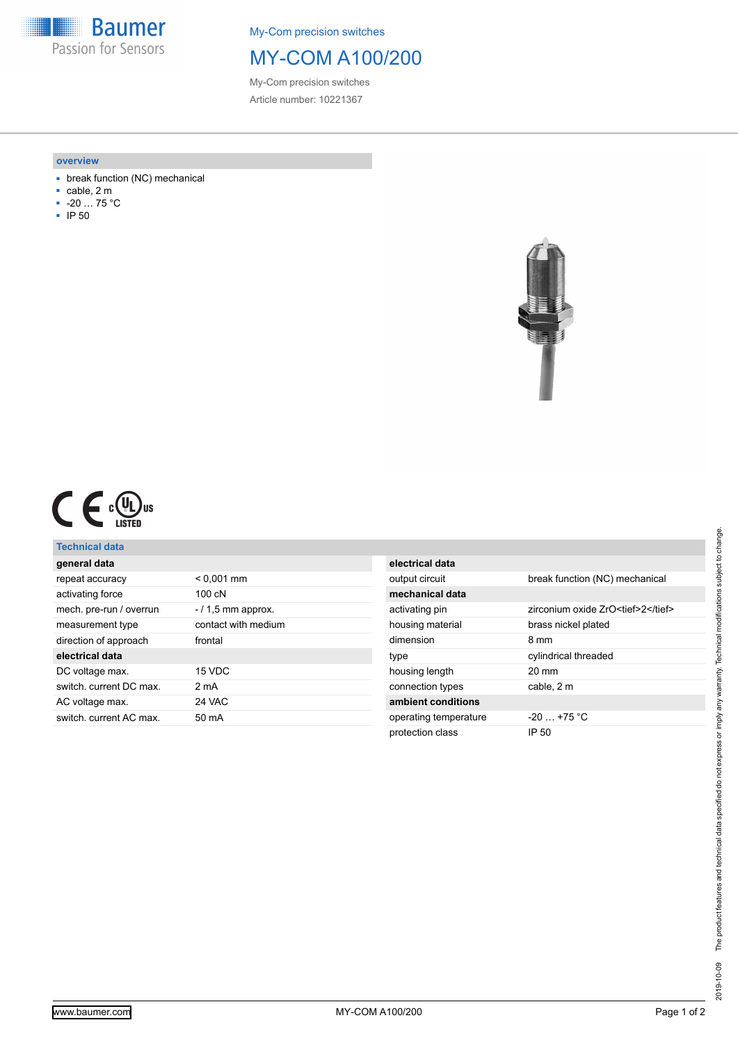Baumer
Passion for Sensors

My-Com precision switches

# MY-COM A100/200

My-Com precision switches

Article number: 10221367

## overview

- break function (NC) mechanical
- cable, 2 m
- -20 … 75 °C
- IP 50

## Technical data

| general data | |
|---|---|
| repeat accuracy | < 0,001 mm |
| activating force | 100 cN |
| mech. pre-run / overrun | - / 1,5 mm approx. |
| measurement type | contact with medium |
| direction of approach | frontal |
| **electrical data** | |
| DC voltage max. | 15 VDC |
| switch. current DC max. | 2 mA |
| AC voltage max. | 24 VAC |
| switch. current AC max. | 50 mA |

| electrical data | |
|---|---|
| output circuit | break function (NC) mechanical |
| **mechanical data** | |
| activating pin | zirconium oxide ZrO<tief>2</tief> |
| housing material | brass nickel plated |
| dimension | 8 mm |
| type | cylindrical threaded |
| housing length | 20 mm |
| connection types | cable, 2 m |
| **ambient conditions** | |
| operating temperature | -20 … +75 °C |
| protection class | IP 50 |

2019-10-09 The product features and technical data specified do not express or imply any warranty. Technical modifications subject to change.

www.baumer.com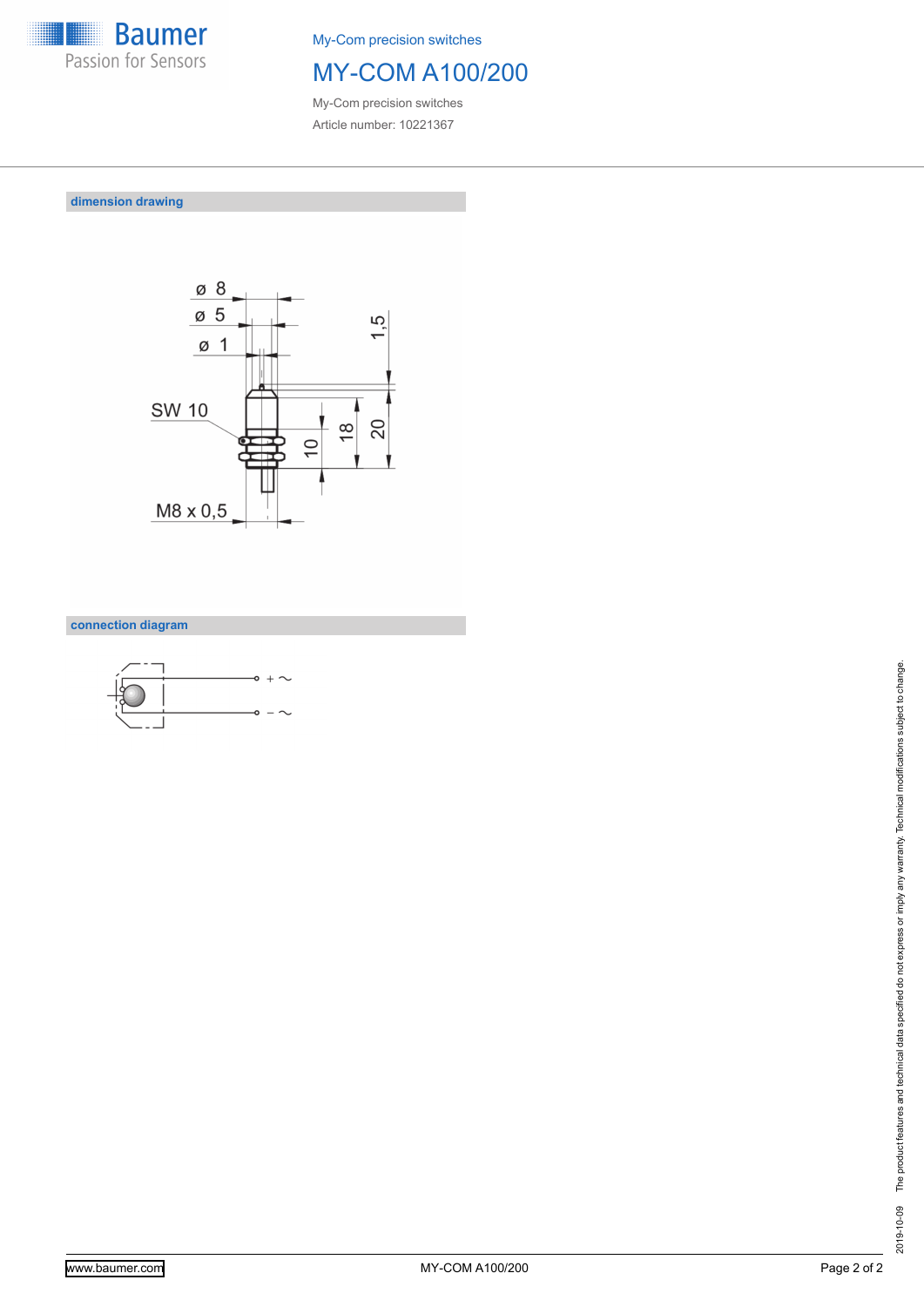My-Com precision switches

# MY-COM A100/200

My-Com precision switches

Article number: 10221367

## dimension drawing

ø 8

ø 5

ø 1

1,5

SW 10

10

18

20

M8 x 0,5

## connection diagram

+ ~

− ~

2019-10-09 The product features and technical data specified do not express or imply any warranty. Technical modifications subject to change.

www.baumer.com